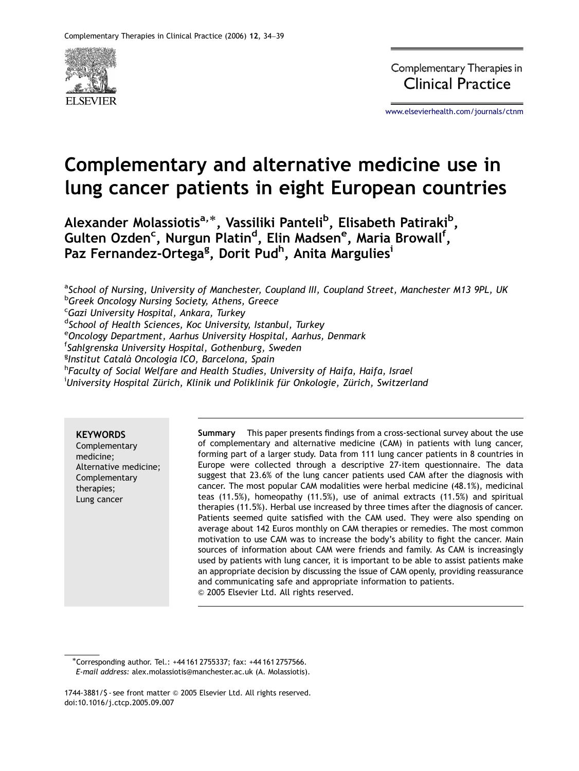# Complementary and alternative medicine use in lung cancer patients in eight European countries

**Alexander Molassiotis[a,*], Vassiliki Panteli[b], Elisabeth Patiraki[b], Gulten Ozden[c], Nurgun Platin[d], Elin Madsen[e], Maria Browall[f], Paz Fernandez-Ortega[g], Dorit Pud[h], Anita Margulies[i]**

[a] *School of Nursing, University of Manchester, Coupland III, Coupland Street, Manchester M13 9PL, UK*
[b] *Greek Oncology Nursing Society, Athens, Greece*
[c] *Gazi University Hospital, Ankara, Turkey*
[d] *School of Health Sciences, Koc University, Istanbul, Turkey*
[e] *Oncology Department, Aarhus University Hospital, Aarhus, Denmark*
[f] *Sahlgrenska University Hospital, Gothenburg, Sweden*
[g] *Institut Català Oncologia ICO, Barcelona, Spain*
[h] *Faculty of Social Welfare and Health Studies, University of Haifa, Haifa, Israel*
[i] *University Hospital Zürich, Klinik und Poliklinik für Onkologie, Zürich, Switzerland*

**KEYWORDS**
Complementary medicine;
Alternative medicine;
Complementary therapies;
Lung cancer

**Summary** This paper presents findings from a cross-sectional survey about the use of complementary and alternative medicine (CAM) in patients with lung cancer, forming part of a larger study. Data from 111 lung cancer patients in 8 countries in Europe were collected through a descriptive 27-item questionnaire. The data suggest that 23.6% of the lung cancer patients used CAM after the diagnosis with cancer. The most popular CAM modalities were herbal medicine (48.1%), medicinal teas (11.5%), homeopathy (11.5%), use of animal extracts (11.5%) and spiritual therapies (11.5%). Herbal use increased by three times after the diagnosis of cancer. Patients seemed quite satisfied with the CAM used. They were also spending on average about 142 Euros monthly on CAM therapies or remedies. The most common motivation to use CAM was to increase the body's ability to fight the cancer. Main sources of information about CAM were friends and family. As CAM is increasingly used by patients with lung cancer, it is important to be able to assist patients make an appropriate decision by discussing the issue of CAM openly, providing reassurance and communicating safe and appropriate information to patients.
© 2005 Elsevier Ltd. All rights reserved.

*Corresponding author. Tel.: +44 161 2755337; fax: +44 161 2757566.
*E-mail address:* alex.molassiotis@manchester.ac.uk (A. Molassiotis).

1744-3881/$ - see front matter © 2005 Elsevier Ltd. All rights reserved.
doi:10.1016/j.ctcp.2005.09.007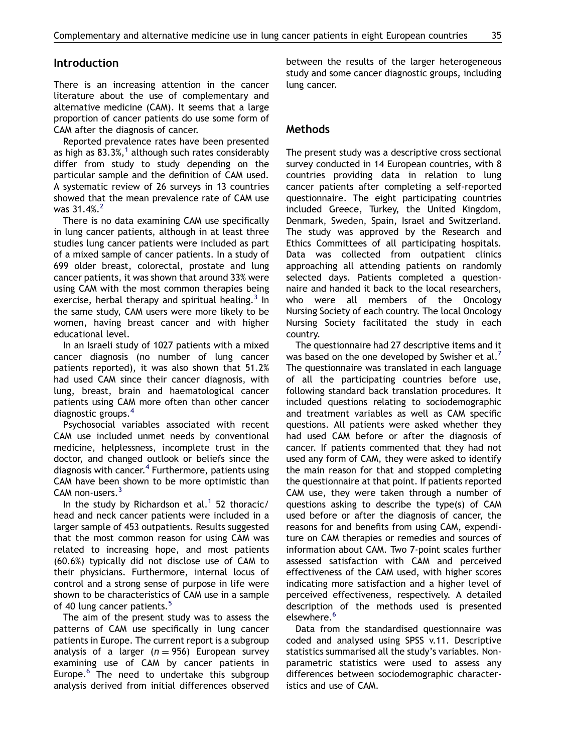## Introduction

There is an increasing attention in the cancer literature about the use of complementary and alternative medicine (CAM). It seems that a large proportion of cancer patients do use some form of CAM after the diagnosis of cancer.

Reported prevalence rates have been presented as high as 83.3%,[1] although such rates considerably differ from study to study depending on the particular sample and the definition of CAM used. A systematic review of 26 surveys in 13 countries showed that the mean prevalence rate of CAM use was 31.4%.[2]

There is no data examining CAM use specifically in lung cancer patients, although in at least three studies lung cancer patients were included as part of a mixed sample of cancer patients. In a study of 699 older breast, colorectal, prostate and lung cancer patients, it was shown that around 33% were using CAM with the most common therapies being exercise, herbal therapy and spiritual healing.[3] In the same study, CAM users were more likely to be women, having breast cancer and with higher educational level.

In an Israeli study of 1027 patients with a mixed cancer diagnosis (no number of lung cancer patients reported), it was also shown that 51.2% had used CAM since their cancer diagnosis, with lung, breast, brain and haematological cancer patients using CAM more often than other cancer diagnostic groups.[4]

Psychosocial variables associated with recent CAM use included unmet needs by conventional medicine, helplessness, incomplete trust in the doctor, and changed outlook or beliefs since the diagnosis with cancer.[4] Furthermore, patients using CAM have been shown to be more optimistic than CAM non-users.[3]

In the study by Richardson et al.[1] 52 thoracic/head and neck cancer patients were included in a larger sample of 453 outpatients. Results suggested that the most common reason for using CAM was related to increasing hope, and most patients (60.6%) typically did not disclose use of CAM to their physicians. Furthermore, internal locus of control and a strong sense of purpose in life were shown to be characteristics of CAM use in a sample of 40 lung cancer patients.[5]

The aim of the present study was to assess the patterns of CAM use specifically in lung cancer patients in Europe. The current report is a subgroup analysis of a larger ($n = 956$) European survey examining use of CAM by cancer patients in Europe.[6] The need to undertake this subgroup analysis derived from initial differences observed between the results of the larger heterogeneous study and some cancer diagnostic groups, including lung cancer.

## Methods

The present study was a descriptive cross sectional survey conducted in 14 European countries, with 8 countries providing data in relation to lung cancer patients after completing a self-reported questionnaire. The eight participating countries included Greece, Turkey, the United Kingdom, Denmark, Sweden, Spain, Israel and Switzerland. The study was approved by the Research and Ethics Committees of all participating hospitals. Data was collected from outpatient clinics approaching all attending patients on randomly selected days. Patients completed a questionnaire and handed it back to the local researchers, who were all members of the Oncology Nursing Society of each country. The local Oncology Nursing Society facilitated the study in each country.

The questionnaire had 27 descriptive items and it was based on the one developed by Swisher et al.[7] The questionnaire was translated in each language of all the participating countries before use, following standard back translation procedures. It included questions relating to sociodemographic and treatment variables as well as CAM specific questions. All patients were asked whether they had used CAM before or after the diagnosis of cancer. If patients commented that they had not used any form of CAM, they were asked to identify the main reason for that and stopped completing the questionnaire at that point. If patients reported CAM use, they were taken through a number of questions asking to describe the type(s) of CAM used before or after the diagnosis of cancer, the reasons for and benefits from using CAM, expenditure on CAM therapies or remedies and sources of information about CAM. Two 7-point scales further assessed satisfaction with CAM and perceived effectiveness of the CAM used, with higher scores indicating more satisfaction and a higher level of perceived effectiveness, respectively. A detailed description of the methods used is presented elsewhere.[6]

Data from the standardised questionnaire was coded and analysed using SPSS v.11. Descriptive statistics summarised all the study's variables. Nonparametric statistics were used to assess any differences between sociodemographic characteristics and use of CAM.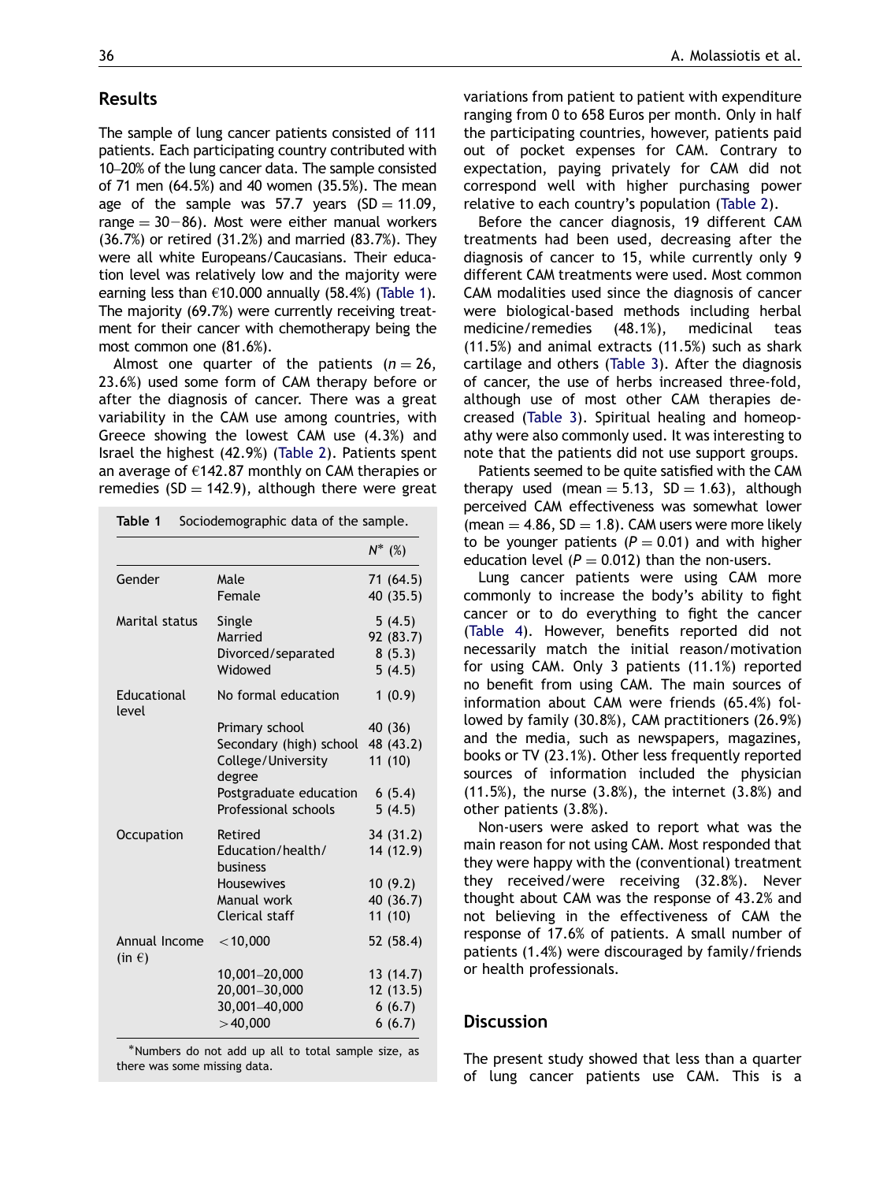## Results

The sample of lung cancer patients consisted of 111 patients. Each participating country contributed with 10–20% of the lung cancer data. The sample consisted of 71 men (64.5%) and 40 women (35.5%). The mean age of the sample was 57.7 years (SD = 11.09, range = 30−86). Most were either manual workers (36.7%) or retired (31.2%) and married (83.7%). They were all white Europeans/Caucasians. Their education level was relatively low and the majority were earning less than €10.000 annually (58.4%) (Table 1). The majority (69.7%) were currently receiving treatment for their cancer with chemotherapy being the most common one (81.6%).

Almost one quarter of the patients ($n = 26$, 23.6%) used some form of CAM therapy before or after the diagnosis of cancer. There was a great variability in the CAM use among countries, with Greece showing the lowest CAM use (4.3%) and Israel the highest (42.9%) (Table 2). Patients spent an average of €142.87 monthly on CAM therapies or remedies (SD = 142.9), although there were great variations from patient to patient with expenditure ranging from 0 to 658 Euros per month. Only in half the participating countries, however, patients paid out of pocket expenses for CAM. Contrary to expectation, paying privately for CAM did not correspond well with higher purchasing power relative to each country's population (Table 2).

**Table 1** Sociodemographic data of the sample.

| | | N* (%) |
|---|---|---|
| Gender | Male | 71 (64.5) |
| | Female | 40 (35.5) |
| Marital status | Single | 5 (4.5) |
| | Married | 92 (83.7) |
| | Divorced/separated | 8 (5.3) |
| | Widowed | 5 (4.5) |
| Educational level | No formal education | 1 (0.9) |
| | Primary school | 40 (36) |
| | Secondary (high) school | 48 (43.2) |
| | College/University degree | 11 (10) |
| | Postgraduate education | 6 (5.4) |
| | Professional schools | 5 (4.5) |
| Occupation | Retired | 34 (31.2) |
| | Education/health/business | 14 (12.9) |
| | Housewives | 10 (9.2) |
| | Manual work | 40 (36.7) |
| | Clerical staff | 11 (10) |
| Annual Income (in €) | <10,000 | 52 (58.4) |
| | 10,001–20,000 | 13 (14.7) |
| | 20,001–30,000 | 12 (13.5) |
| | 30,001–40,000 | 6 (6.7) |
| | >40,000 | 6 (6.7) |

*Numbers do not add up all to total sample size, as there was some missing data.

Before the cancer diagnosis, 19 different CAM treatments had been used, decreasing after the diagnosis of cancer to 15, while currently only 9 different CAM treatments were used. Most common CAM modalities used since the diagnosis of cancer were biological-based methods including herbal medicine/remedies (48.1%), medicinal teas (11.5%) and animal extracts (11.5%) such as shark cartilage and others (Table 3). After the diagnosis of cancer, the use of herbs increased three-fold, although use of most other CAM therapies decreased (Table 3). Spiritual healing and homeopathy were also commonly used. It was interesting to note that the patients did not use support groups.

Patients seemed to be quite satisfied with the CAM therapy used (mean = 5.13, SD = 1.63), although perceived CAM effectiveness was somewhat lower (mean = 4.86, SD = 1.8). CAM users were more likely to be younger patients ($P = 0.01$) and with higher education level ($P = 0.012$) than the non-users.

Lung cancer patients were using CAM more commonly to increase the body's ability to fight cancer or to do everything to fight the cancer (Table 4). However, benefits reported did not necessarily match the initial reason/motivation for using CAM. Only 3 patients (11.1%) reported no benefit from using CAM. The main sources of information about CAM were friends (65.4%) followed by family (30.8%), CAM practitioners (26.9%) and the media, such as newspapers, magazines, books or TV (23.1%). Other less frequently reported sources of information included the physician (11.5%), the nurse (3.8%), the internet (3.8%) and other patients (3.8%).

Non-users were asked to report what was the main reason for not using CAM. Most responded that they were happy with the (conventional) treatment they received/were receiving (32.8%). Never thought about CAM was the response of 43.2% and not believing in the effectiveness of CAM the response of 17.6% of patients. A small number of patients (1.4%) were discouraged by family/friends or health professionals.

## Discussion

The present study showed that less than a quarter of lung cancer patients use CAM. This is a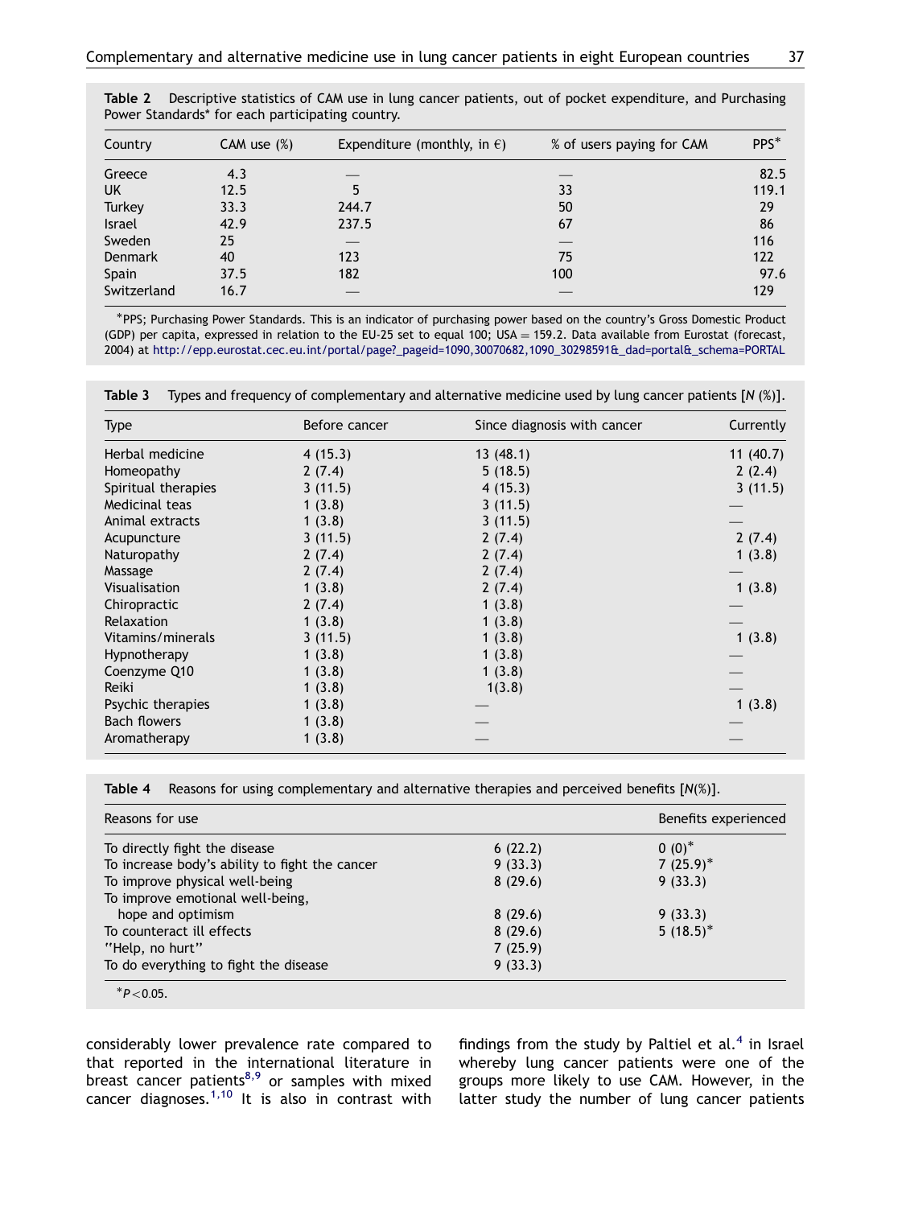**Table 2** Descriptive statistics of CAM use in lung cancer patients, out of pocket expenditure, and Purchasing Power Standards* for each participating country.

| Country | CAM use (%) | Expenditure (monthly, in €) | % of users paying for CAM | PPS* |
|---|---|---|---|---|
| Greece | 4.3 | — | — | 82.5 |
| UK | 12.5 | 5 | 33 | 119.1 |
| Turkey | 33.3 | 244.7 | 50 | 29 |
| Israel | 42.9 | 237.5 | 67 | 86 |
| Sweden | 25 | — | — | 116 |
| Denmark | 40 | 123 | 75 | 122 |
| Spain | 37.5 | 182 | 100 | 97.6 |
| Switzerland | 16.7 | — | — | 129 |

*PPS; Purchasing Power Standards. This is an indicator of purchasing power based on the country's Gross Domestic Product (GDP) per capita, expressed in relation to the EU-25 set to equal 100; USA = 159.2. Data available from Eurostat (forecast, 2004) at http://epp.eurostat.cec.eu.int/portal/page?_pageid=1090,30070682,1090_30298591&_dad=portal&_schema=PORTAL

**Table 3** Types and frequency of complementary and alternative medicine used by lung cancer patients [N (%)].

| Type | Before cancer | Since diagnosis with cancer | Currently |
|---|---|---|---|
| Herbal medicine | 4 (15.3) | 13 (48.1) | 11 (40.7) |
| Homeopathy | 2 (7.4) | 5 (18.5) | 2 (2.4) |
| Spiritual therapies | 3 (11.5) | 4 (15.3) | 3 (11.5) |
| Medicinal teas | 1 (3.8) | 3 (11.5) | — |
| Animal extracts | 1 (3.8) | 3 (11.5) | — |
| Acupuncture | 3 (11.5) | 2 (7.4) | 2 (7.4) |
| Naturopathy | 2 (7.4) | 2 (7.4) | 1 (3.8) |
| Massage | 2 (7.4) | 2 (7.4) | — |
| Visualisation | 1 (3.8) | 2 (7.4) | 1 (3.8) |
| Chiropractic | 2 (7.4) | 1 (3.8) | — |
| Relaxation | 1 (3.8) | 1 (3.8) | — |
| Vitamins/minerals | 3 (11.5) | 1 (3.8) | 1 (3.8) |
| Hypnotherapy | 1 (3.8) | 1 (3.8) | — |
| Coenzyme Q10 | 1 (3.8) | 1 (3.8) | — |
| Reiki | 1 (3.8) | 1(3.8) | — |
| Psychic therapies | 1 (3.8) | — | 1 (3.8) |
| Bach flowers | 1 (3.8) | — | — |
| Aromatherapy | 1 (3.8) | — | — |

**Table 4** Reasons for using complementary and alternative therapies and perceived benefits [N(%)].

| Reasons for use | | Benefits experienced |
|---|---|---|
| To directly fight the disease | 6 (22.2) | 0 (0)* |
| To increase body's ability to fight the cancer | 9 (33.3) | 7 (25.9)* |
| To improve physical well-being | 8 (29.6) | 9 (33.3) |
| To improve emotional well-being, hope and optimism | 8 (29.6) | 9 (33.3) |
| To counteract ill effects | 8 (29.6) | 5 (18.5)* |
| "Help, no hurt" | 7 (25.9) | |
| To do everything to fight the disease | 9 (33.3) | |

*$P < 0.05$.

considerably lower prevalence rate compared to that reported in the international literature in breast cancer patients[8,9] or samples with mixed cancer diagnoses.[1,10] It is also in contrast with findings from the study by Paltiel et al.[4] in Israel whereby lung cancer patients were one of the groups more likely to use CAM. However, in the latter study the number of lung cancer patients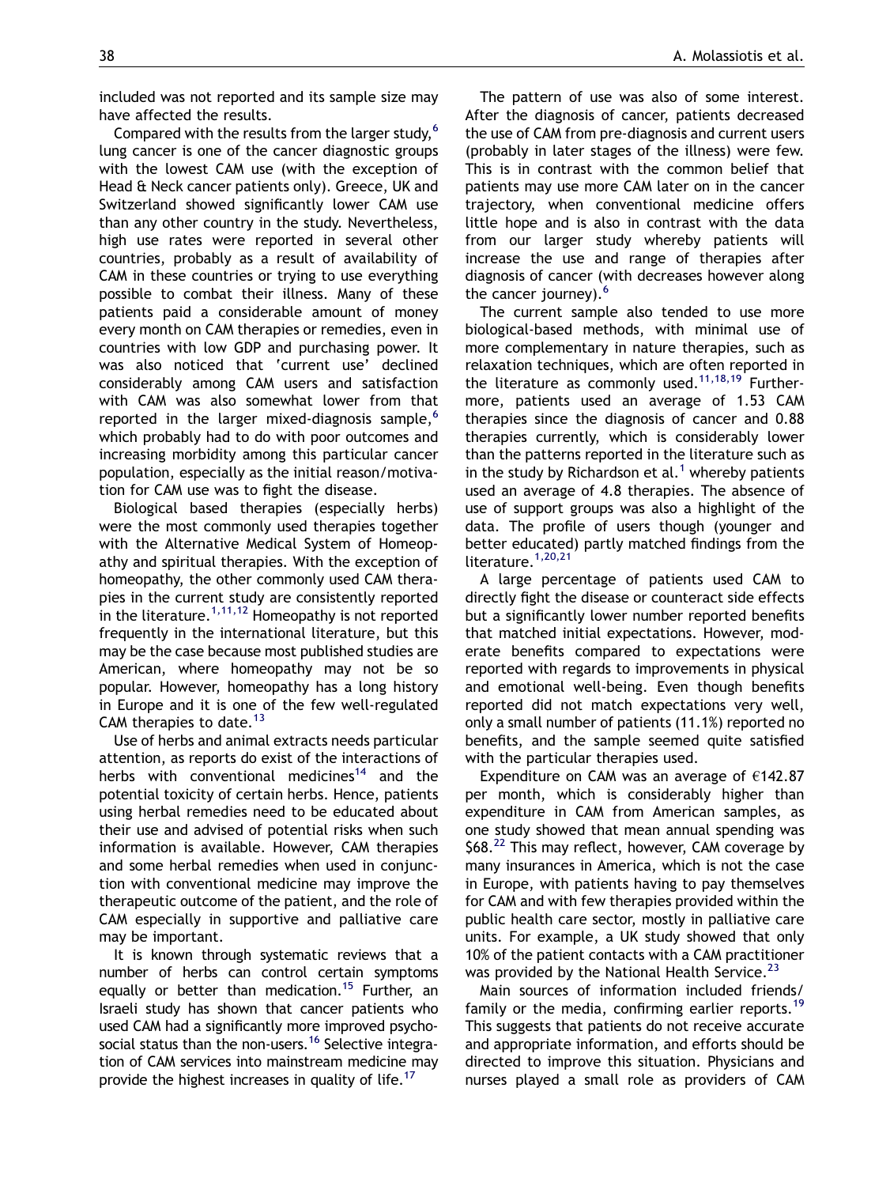included was not reported and its sample size may have affected the results.

Compared with the results from the larger study,[6] lung cancer is one of the cancer diagnostic groups with the lowest CAM use (with the exception of Head & Neck cancer patients only). Greece, UK and Switzerland showed significantly lower CAM use than any other country in the study. Nevertheless, high use rates were reported in several other countries, probably as a result of availability of CAM in these countries or trying to use everything possible to combat their illness. Many of these patients paid a considerable amount of money every month on CAM therapies or remedies, even in countries with low GDP and purchasing power. It was also noticed that 'current use' declined considerably among CAM users and satisfaction with CAM was also somewhat lower from that reported in the larger mixed-diagnosis sample,[6] which probably had to do with poor outcomes and increasing morbidity among this particular cancer population, especially as the initial reason/motivation for CAM use was to fight the disease.

Biological based therapies (especially herbs) were the most commonly used therapies together with the Alternative Medical System of Homeopathy and spiritual therapies. With the exception of homeopathy, the other commonly used CAM therapies in the current study are consistently reported in the literature.[1,11,12] Homeopathy is not reported frequently in the international literature, but this may be the case because most published studies are American, where homeopathy may not be so popular. However, homeopathy has a long history in Europe and it is one of the few well-regulated CAM therapies to date.[13]

Use of herbs and animal extracts needs particular attention, as reports do exist of the interactions of herbs with conventional medicines[14] and the potential toxicity of certain herbs. Hence, patients using herbal remedies need to be educated about their use and advised of potential risks when such information is available. However, CAM therapies and some herbal remedies when used in conjunction with conventional medicine may improve the therapeutic outcome of the patient, and the role of CAM especially in supportive and palliative care may be important.

It is known through systematic reviews that a number of herbs can control certain symptoms equally or better than medication.[15] Further, an Israeli study has shown that cancer patients who used CAM had a significantly more improved psychosocial status than the non-users.[16] Selective integration of CAM services into mainstream medicine may provide the highest increases in quality of life.[17]

The pattern of use was also of some interest. After the diagnosis of cancer, patients decreased the use of CAM from pre-diagnosis and current users (probably in later stages of the illness) were few. This is in contrast with the common belief that patients may use more CAM later on in the cancer trajectory, when conventional medicine offers little hope and is also in contrast with the data from our larger study whereby patients will increase the use and range of therapies after diagnosis of cancer (with decreases however along the cancer journey).[6]

The current sample also tended to use more biological-based methods, with minimal use of more complementary in nature therapies, such as relaxation techniques, which are often reported in the literature as commonly used.[11,18,19] Furthermore, patients used an average of 1.53 CAM therapies since the diagnosis of cancer and 0.88 therapies currently, which is considerably lower than the patterns reported in the literature such as in the study by Richardson et al.[1] whereby patients used an average of 4.8 therapies. The absence of use of support groups was also a highlight of the data. The profile of users though (younger and better educated) partly matched findings from the literature.[1,20,21]

A large percentage of patients used CAM to directly fight the disease or counteract side effects but a significantly lower number reported benefits that matched initial expectations. However, moderate benefits compared to expectations were reported with regards to improvements in physical and emotional well-being. Even though benefits reported did not match expectations very well, only a small number of patients (11.1%) reported no benefits, and the sample seemed quite satisfied with the particular therapies used.

Expenditure on CAM was an average of €142.87 per month, which is considerably higher than expenditure in CAM from American samples, as one study showed that mean annual spending was $68.[22] This may reflect, however, CAM coverage by many insurances in America, which is not the case in Europe, with patients having to pay themselves for CAM and with few therapies provided within the public health care sector, mostly in palliative care units. For example, a UK study showed that only 10% of the patient contacts with a CAM practitioner was provided by the National Health Service.[23]

Main sources of information included friends/family or the media, confirming earlier reports.[19] This suggests that patients do not receive accurate and appropriate information, and efforts should be directed to improve this situation. Physicians and nurses played a small role as providers of CAM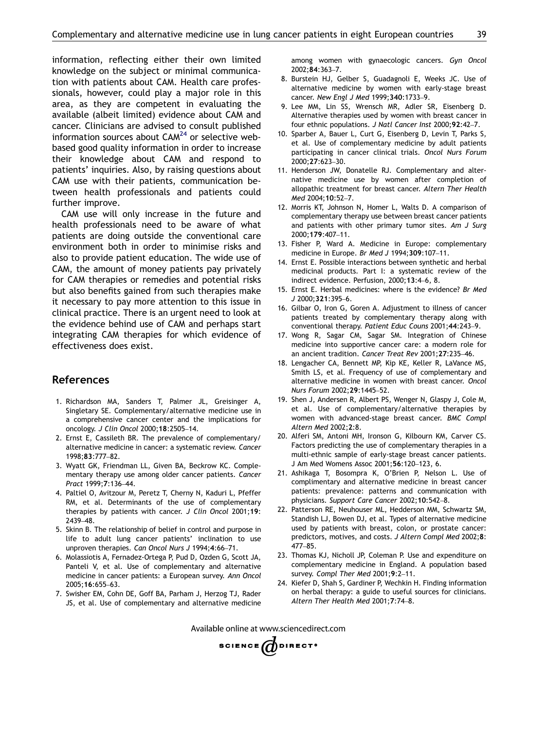information, reflecting either their own limited knowledge on the subject or minimal communication with patients about CAM. Health care professionals, however, could play a major role in this area, as they are competent in evaluating the available (albeit limited) evidence about CAM and cancer. Clinicians are advised to consult published information sources about CAM[24] or selective web-based good quality information in order to increase their knowledge about CAM and respond to patients' inquiries. Also, by raising questions about CAM use with their patients, communication between health professionals and patients could further improve.

CAM use will only increase in the future and health professionals need to be aware of what patients are doing outside the conventional care environment both in order to minimise risks and also to provide patient education. The wide use of CAM, the amount of money patients pay privately for CAM therapies or remedies and potential risks but also benefits gained from such therapies make it necessary to pay more attention to this issue in clinical practice. There is an urgent need to look at the evidence behind use of CAM and perhaps start integrating CAM therapies for which evidence of effectiveness does exist.

## References

1. Richardson MA, Sanders T, Palmer JL, Greisinger A, Singletary SE. Complementary/alternative medicine use in a comprehensive cancer center and the implications for oncology. *J Clin Oncol* 2000;**18**:2505–14.
2. Ernst E, Cassileth BR. The prevalence of complementary/alternative medicine in cancer: a systematic review. *Cancer* 1998;**83**:777–82.
3. Wyatt GK, Friendman LL, Given BA, Beckrow KC. Complementary therapy use among older cancer patients. *Cancer Pract* 1999;**7**:136–44.
4. Paltiel O, Avitzour M, Peretz T, Cherny N, Kaduri L, Pfeffer RM, et al. Determinants of the use of complementary therapies by patients with cancer. *J Clin Oncol* 2001;**19**: 2439–48.
5. Skinn B. The relationship of belief in control and purpose in life to adult lung cancer patients' inclination to use unproven therapies. *Can Oncol Nurs J* 1994;**4**:66–71.
6. Molassiotis A, Fernadez-Ortega P, Pud D, Ozden G, Scott JA, Panteli V, et al. Use of complementary and alternative medicine in cancer patients: a European survey. *Ann Oncol* 2005;**16**:655–63.
7. Swisher EM, Cohn DE, Goff BA, Parham J, Herzog TJ, Rader JS, et al. Use of complementary and alternative medicine among women with gynaecologic cancers. *Gyn Oncol* 2002;**84**:363–7.
8. Burstein HJ, Gelber S, Guadagnoli E, Weeks JC. Use of alternative medicine by women with early-stage breast cancer. *New Engl J Med* 1999;**340**:1733–9.
9. Lee MM, Lin SS, Wrensch MR, Adler SR, Eisenberg D. Alternative therapies used by women with breast cancer in four ethnic populations. *J Natl Cancer Inst* 2000;**92**:42–7.
10. Sparber A, Bauer L, Curt G, Eisenberg D, Levin T, Parks S, et al. Use of complementary medicine by adult patients participating in cancer clinical trials. *Oncol Nurs Forum* 2000;**27**:623–30.
11. Henderson JW, Donatelle RJ. Complementary and alternative medicine use by women after completion of allopathic treatment for breast cancer. *Altern Ther Health Med* 2004;**10**:52–7.
12. Morris KT, Johnson N, Homer L, Walts D. A comparison of complementary therapy use between breast cancer patients and patients with other primary tumor sites. *Am J Surg* 2000;**179**:407–11.
13. Fisher P, Ward A. Medicine in Europe: complementary medicine in Europe. *Br Med J* 1994;**309**:107–11.
14. Ernst E. Possible interactions between synthetic and herbal medicinal products. Part I: a systematic review of the indirect evidence. Perfusion, 2000;**13**:4–6, 8.
15. Ernst E. Herbal medicines: where is the evidence? *Br Med J* 2000;**321**:395–6.
16. Gilbar O, Iron G, Goren A. Adjustment to illness of cancer patients treated by complementary therapy along with conventional therapy. *Patient Educ Couns* 2001;**44**:243–9.
17. Wong R, Sagar CM, Sagar SM. Integration of Chinese medicine into supportive cancer care: a modern role for an ancient tradition. *Cancer Treat Rev* 2001;**27**:235–46.
18. Lengacher CA, Bennett MP, Kip KE, Keller R, LaVance MS, Smith LS, et al. Frequency of use of complementary and alternative medicine in women with breast cancer. *Oncol Nurs Forum* 2002;**29**:1445–52.
19. Shen J, Andersen R, Albert PS, Wenger N, Glaspy J, Cole M, et al. Use of complementary/alternative therapies by women with advanced-stage breast cancer. *BMC Compl Altern Med* 2002;**2**:8.
20. Alferi SM, Antoni MH, Ironson G, Kilbourn KM, Carver CS. Factors predicting the use of complementary therapies in a multi-ethnic sample of early-stage breast cancer patients. J Am Med Womens Assoc 2001;**56**:120–123, 6.
21. Ashikaga T, Bosompra K, O'Brien P, Nelson L. Use of complimentary and alternative medicine in breast cancer patients: prevalence: patterns and communication with physicians. *Support Care Cancer* 2002;**10**:542–8.
22. Patterson RE, Neuhouser ML, Hedderson MM, Schwartz SM, Standish LJ, Bowen DJ, et al. Types of alternative medicine used by patients with breast, colon, or prostate cancer: predictors, motives, and costs. *J Altern Compl Med* 2002;**8**: 477–85.
23. Thomas KJ, Nicholl JP, Coleman P. Use and expenditure on complementary medicine in England. A population based survey. *Compl Ther Med* 2001;**9**:2–11.
24. Kiefer D, Shah S, Gardiner P, Wechkin H. Finding information on herbal therapy: a guide to useful sources for clinicians. *Altern Ther Health Med* 2001;**7**:74–8.

Available online at www.sciencedirect.com